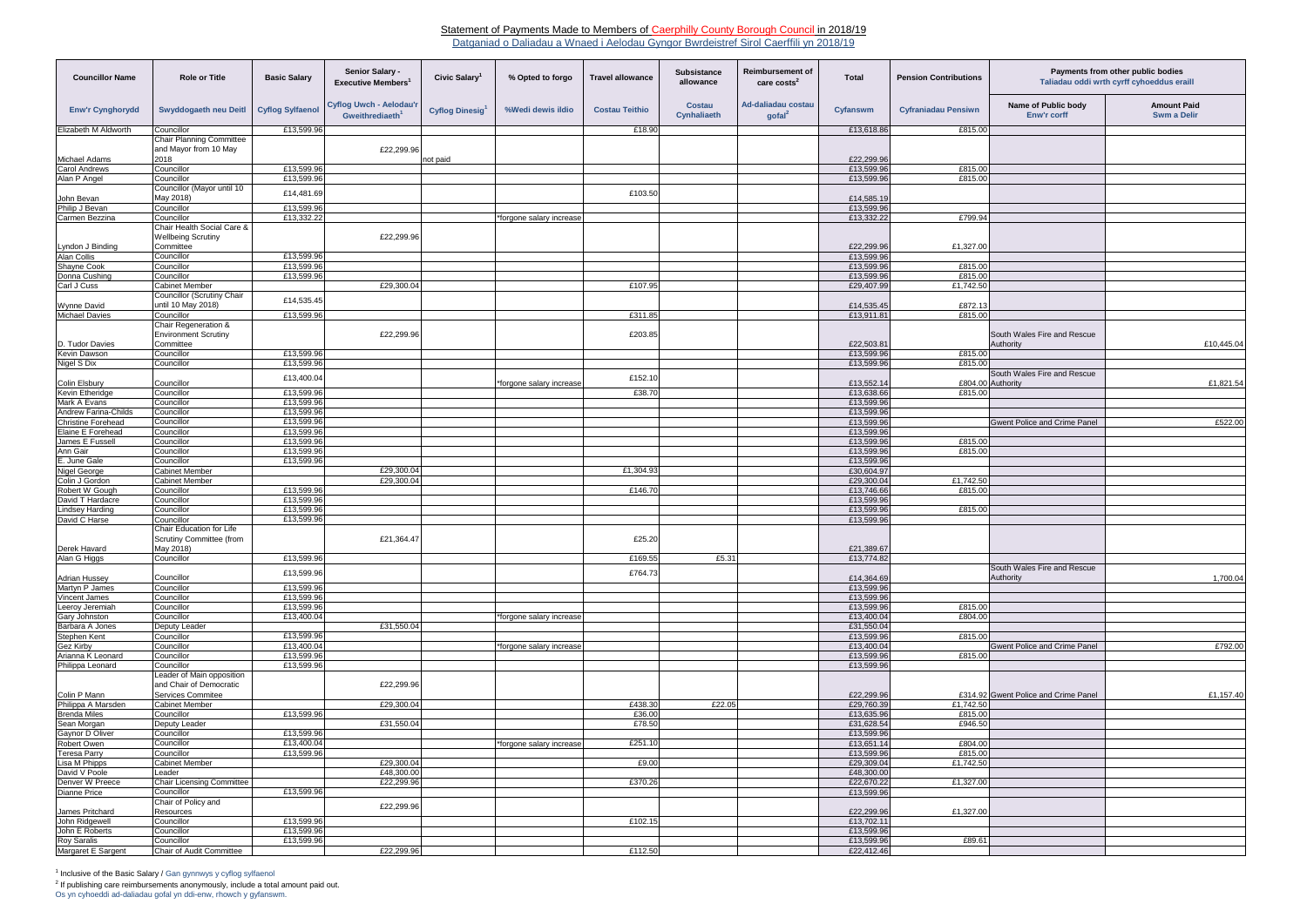## Statement of Payments Made to Members of Caerphilly County Borough Council in 2018/19

Datganiad o Daliadau a Wnaed i Aelodau Gyngor Bwrdeistref Sirol Caerffili yn 2018/19

| Councillor Name | Role or Title | Basic Salary | Senior Salary - Executive Members[1] | Civic Salary[1] | % Opted to forgo | Travel allowance | Subsistence allowance | Reimbursement of care costs[2] | Total | Pension Contributions | Payments from other public bodies Taliadau oddi wrth cyrff cyhoeddus eraill | |
|---|---|---|---|---|---|---|---|---|---|---|---|---|
| Enw'r Cynghorydd | Swyddogaeth neu Deitl | Cyflog Sylfaenol | Cyflog Uwch - Aelodau'r Gweithrediaeth[1] | Cyflog Dinesig[1] | %Wedi dewis ildio | Costau Teithio | Costau Cynhaliaeth | Ad-daliadau costau gofal[2] | Cyfanswm | Cyfraniadau Pensiwn | Name of Public body Enw'r corff | Amount Paid Swm a Delir |
| Elizabeth M Aldworth | Councillor | £13,599.96 | | | | £18.90 | | | £13,618.86 | £815.00 | | |
| Michael Adams | Chair Planning Committee and Mayor from 10 May 2018 | | £22,299.96 | not paid | | | | | £22,299.96 | | | |
| Carol Andrews | Councillor | £13,599.96 | | | | | | | £13,599.96 | £815.00 | | |
| Alan P Angel | Councillor | £13,599.96 | | | | | | | £13,599.96 | £815.00 | | |
| John Bevan | Councillor (Mayor until 10 May 2018) | £14,481.69 | | | | £103.50 | | | £14,585.19 | | | |
| Philip J Bevan | Councillor | £13,599.96 | | | | | | | £13,599.96 | | | |
| Carmen Bezzina | Councillor | £13,332.22 | | | *forgone salary increase | | | | £13,332.22 | £799.94 | | |
| Lyndon J Binding | Chair Health Social Care & Wellbeing Scrutiny Committee | | £22,299.96 | | | | | | £22,299.96 | £1,327.00 | | |
| Alan Collis | Councillor | £13,599.96 | | | | | | | £13,599.96 | | | |
| Shayne Cook | Councillor | £13,599.96 | | | | | | | £13,599.96 | £815.00 | | |
| Donna Cushing | Councillor | £13,599.96 | | | | | | | £13,599.96 | £815.00 | | |
| Carl J Cuss | Cabinet Member | | £29,300.04 | | | £107.95 | | | £29,407.99 | £1,742.50 | | |
| Wynne David | Councillor (Scrutiny Chair until 10 May 2018) | £14,535.45 | | | | | | | £14,535.45 | £872.13 | | |
| Michael Davies | Councillor | £13,599.96 | | | | £311.85 | | | £13,911.81 | £815.00 | | |
| D. Tudor Davies | Chair Regeneration & Environment Scrutiny Committee | | £22,299.96 | | | £203.85 | | | £22,503.81 | | South Wales Fire and Rescue Authority | £10,445.04 |
| Kevin Dawson | Councillor | £13,599.96 | | | | | | | £13,599.96 | £815.00 | | |
| Nigel S Dix | Councillor | £13,599.96 | | | | | | | £13,599.96 | £815.00 | | |
| Colin Elsbury | Councillor | £13,400.04 | | | *forgone salary increase | £152.10 | | | £13,552.14 | £804.00 | South Wales Fire and Rescue Authority | £1,821.54 |
| Kevin Etheridge | Councillor | £13,599.96 | | | | £38.70 | | | £13,638.66 | £815.00 | | |
| Mark A Evans | Councillor | £13,599.96 | | | | | | | £13,599.96 | | | |
| Andrew Farina-Childs | Councillor | £13,599.96 | | | | | | | £13,599.96 | | | |
| Christine Forehead | Councillor | £13,599.96 | | | | | | | £13,599.96 | | Gwent Police and Crime Panel | £522.00 |
| Elaine E Forehead | Councillor | £13,599.96 | | | | | | | £13,599.96 | | | |
| James E Fussell | Councillor | £13,599.96 | | | | | | | £13,599.96 | £815.00 | | |
| Ann Gair | Councillor | £13,599.96 | | | | | | | £13,599.96 | £815.00 | | |
| E. June Gale | Councillor | £13,599.96 | | | | | | | £13,599.96 | | | |
| Nigel George | Cabinet Member | | £29,300.04 | | | £1,304.93 | | | £30,604.97 | | | |
| Colin J Gordon | Cabinet Member | | £29,300.04 | | | | | | £29,300.04 | £1,742.50 | | |
| Robert W Gough | Councillor | £13,599.96 | | | | £146.70 | | | £13,746.66 | £815.00 | | |
| David T Hardacre | Councillor | £13,599.96 | | | | | | | £13,599.96 | | | |
| Lindsey Harding | Councillor | £13,599.96 | | | | | | | £13,599.96 | £815.00 | | |
| David C Harse | Councillor | £13,599.96 | | | | | | | £13,599.96 | | | |
| Derek Havard | Chair Education for Life Scrutiny Committee (from May 2018) | | £21,364.47 | | | £25.20 | | | £21,389.67 | | | |
| Alan G Higgs | Councillor | £13,599.96 | | | | £169.55 | £5.31 | | £13,774.82 | | | |
| Adrian Hussey | Councillor | £13,599.96 | | | | £764.73 | | | £14,364.69 | | South Wales Fire and Rescue Authority | 1,700.04 |
| Martyn P James | Councillor | £13,599.96 | | | | | | | £13,599.96 | | | |
| Vincent James | Councillor | £13,599.96 | | | | | | | £13,599.96 | | | |
| Leeroy Jeremiah | Councillor | £13,599.96 | | | | | | | £13,599.96 | £815.00 | | |
| Gary Johnston | Councillor | £13,400.04 | | | *forgone salary increase | | | | £13,400.04 | £804.00 | | |
| Barbara A Jones | Deputy Leader | | £31,550.04 | | | | | | £31,550.04 | | | |
| Stephen Kent | Councillor | £13,599.96 | | | | | | | £13,599.96 | £815.00 | | |
| Gez Kirby | Councillor | £13,400.04 | | | *forgone salary increase | | | | £13,400.04 | | Gwent Police and Crime Panel | £792.00 |
| Arianna K Leonard | Councillor | £13,599.96 | | | | | | | £13,599.96 | £815.00 | | |
| Philippa Leonard | Councillor | £13,599.96 | | | | | | | £13,599.96 | | | |
| Colin P Mann | Leader of Main opposition and Chair of Democratic Services Commitee | | £22,299.96 | | | | | | £22,299.96 | £314.92 | Gwent Police and Crime Panel | £1,157.40 |
| Philippa A Marsden | Cabinet Member | | £29,300.04 | | | £438.30 | £22.05 | | £29,760.39 | £1,742.50 | | |
| Brenda Miles | Councillor | £13,599.96 | | | | £36.00 | | | £13,635.96 | £815.00 | | |
| Sean Morgan | Deputy Leader | | £31,550.04 | | | £78.50 | | | £31,628.54 | £946.50 | | |
| Gaynor D Oliver | Councillor | £13,599.96 | | | | | | | £13,599.96 | | | |
| Robert Owen | Councillor | £13,400.04 | | | *forgone salary increase | £251.10 | | | £13,651.14 | £804.00 | | |
| Teresa Parry | Councillor | £13,599.96 | | | | | | | £13,599.96 | £815.00 | | |
| Lisa M Phipps | Cabinet Member | | £29,300.04 | | | £9.00 | | | £29,309.04 | £1,742.50 | | |
| David V Poole | Leader | | £48,300.00 | | | | | | £48,300.00 | | | |
| Denver W Preece | Chair Licensing Committee | | £22,299.96 | | | £370.26 | | | £22,670.22 | £1,327.00 | | |
| Dianne Price | Councillor | £13,599.96 | | | | | | | £13,599.96 | | | |
| James Pritchard | Chair of Policy and Resources | | £22,299.96 | | | | | | £22,299.96 | £1,327.00 | | |
| John Ridgewell | Councillor | £13,599.96 | | | | £102.15 | | | £13,702.11 | | | |
| John E Roberts | Councillor | £13,599.96 | | | | | | | £13,599.96 | | | |
| Roy Saralis | Councillor | £13,599.96 | | | | | | | £13,599.96 | £89.61 | | |
| Margaret E Sargent | Chair of Audit Committee | | £22,299.96 | | | £112.50 | | | £22,412.46 | | | |

[1] Inclusive of the Basic Salary / Gan gynnwys y cyflog sylfaenol

[2] If publishing care reimbursements anonymously, include a total amount paid out.
Os yn cyhoeddi ad-daliadau gofal yn ddi-enw, rhowch y gyfanswm.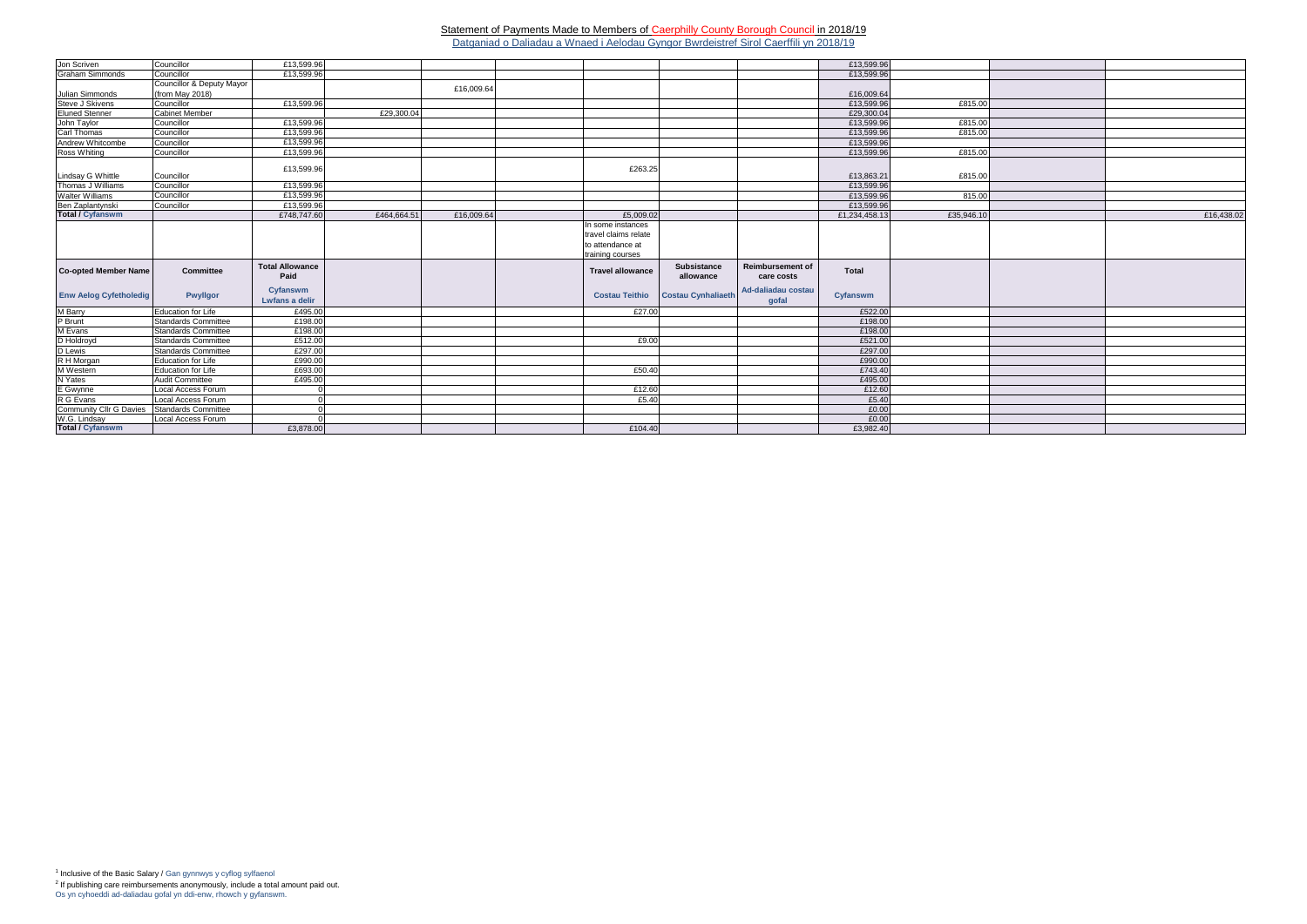# Statement of Payments Made to Members of Caerphilly County Borough Council in 2018/19

Datganiad o Daliadau a Wnaed i Aelodau Gyngor Bwrdeistref Sirol Caerffili yn 2018/19

| | | | | | | | | | | | | |
|---|---|---|---|---|---|---|---|---|---|---|---|---|
| Jon Scriven | Councillor | £13,599.96 | | | | | | | £13,599.96 | | | |
| Graham Simmonds | Councillor | £13,599.96 | | | | | | | £13,599.96 | | | |
| Julian Simmonds | Councillor & Deputy Mayor (from May 2018) | | | £16,009.64 | | | | | £16,009.64 | | | |
| Steve J Skivens | Councillor | £13,599.96 | | | | | | | £13,599.96 | £815.00 | | |
| Eluned Stenner | Cabinet Member | | £29,300.04 | | | | | | £29,300.04 | | | |
| John Taylor | Councillor | £13,599.96 | | | | | | | £13,599.96 | £815.00 | | |
| Carl Thomas | Councillor | £13,599.96 | | | | | | | £13,599.96 | £815.00 | | |
| Andrew Whitcombe | Councillor | £13,599.96 | | | | | | | £13,599.96 | | | |
| Ross Whiting | Councillor | £13,599.96 | | | | | | | £13,599.96 | £815.00 | | |
| Lindsay G Whittle | Councillor | £13,599.96 | | | | £263.25 | | | £13,863.21 | £815.00 | | |
| Thomas J Williams | Councillor | £13,599.96 | | | | | | | £13,599.96 | | | |
| Walter Williams | Councillor | £13,599.96 | | | | | | | £13,599.96 | 815.00 | | |
| Ben Zaplantynski | Councillor | £13,599.96 | | | | | | | £13,599.96 | | | |
| **Total / Cyfanswm** | | £748,747.60 | £464,664.51 | £16,009.64 | | £5,009.02 | | | £1,234,458.13 | £35,946.10 | | £16,438.02 |
| | | | | | | In some instances travel claims relate to attendance at training courses | | | | | | |
| **Co-opted Member Name** | **Committee** | **Total Allowance Paid** | | | | **Travel allowance** | **Subsistence allowance** | **Reimbursement of care costs** | **Total** | | | |
| **Enw Aelog Cyfetholedig** | **Pwyllgor** | **Cyfanswm Lwfans a delir** | | | | **Costau Teithio** | **Costau Cynhaliaeth** | **Ad-daliadau costau gofal** | **Cyfanswm** | | | |
| M Barry | Education for Life | £495.00 | | | | £27.00 | | | £522.00 | | | |
| P Brunt | Standards Committee | £198.00 | | | | | | | £198.00 | | | |
| M Evans | Standards Committee | £198.00 | | | | | | | £198.00 | | | |
| D Holdroyd | Standards Committee | £512.00 | | | | £9.00 | | | £521.00 | | | |
| D Lewis | Standards Committee | £297.00 | | | | | | | £297.00 | | | |
| R H Morgan | Education for Life | £990.00 | | | | | | | £990.00 | | | |
| M Western | Education for Life | £693.00 | | | | £50.40 | | | £743.40 | | | |
| N Yates | Audit Committee | £495.00 | | | | | | | £495.00 | | | |
| E Gwynne | Local Access Forum | 0 | | | | £12.60 | | | £12.60 | | | |
| R G Evans | Local Access Forum | 0 | | | | £5.40 | | | £5.40 | | | |
| Community Cllr G Davies | Standards Committee | 0 | | | | | | | £0.00 | | | |
| W.G. Lindsay | Local Access Forum | 0 | | | | | | | £0.00 | | | |
| **Total / Cyfanswm** | | £3,878.00 | | | | £104.40 | | | £3,982.40 | | | |

[1] Inclusive of the Basic Salary / Gan gynnwys y cyflog sylfaenol

[2] If publishing care reimbursements anonymously, include a total amount paid out.
Os yn cyhoeddi ad-daliadau gofal yn ddi-enw, rhowch y gyfanswm.